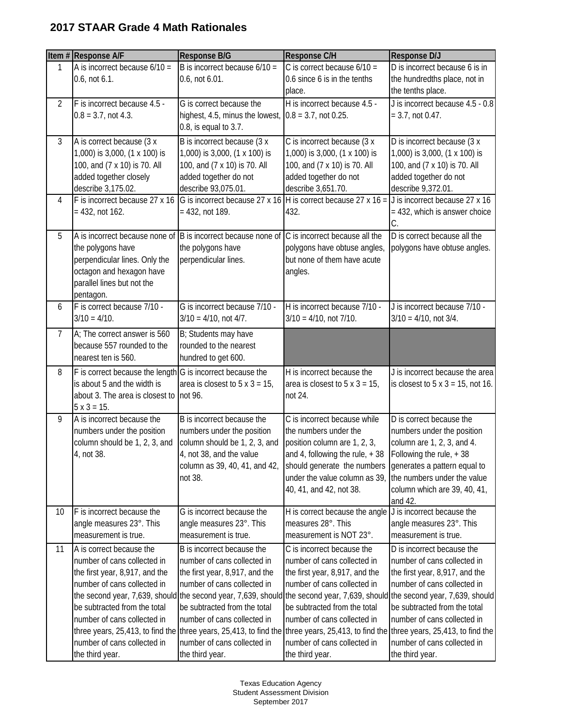## 2017 STAAR Grade 4 Math Rationales

| Item # | Response A/F | Response B/G | Response C/H | Response D/J |
|---|---|---|---|---|
| 1 | A is incorrect because 6/10 = 0.6, not 6.1. | B is incorrect because 6/10 = 0.6, not 6.01. | C is correct because 6/10 = 0.6 since 6 is in the tenths place. | D is incorrect because 6 is in the hundredths place, not in the tenths place. |
| 2 | F is incorrect because 4.5 - 0.8 = 3.7, not 4.3. | G is correct because the highest, 4.5, minus the lowest, 0.8, is equal to 3.7. | H is incorrect because 4.5 - 0.8 = 3.7, not 0.25. | J is incorrect because 4.5 - 0.8 = 3.7, not 0.47. |
| 3 | A is correct because (3 x 1,000) is 3,000, (1 x 100) is 100, and (7 x 10) is 70. All added together closely describe 3,175.02. | B is incorrect because (3 x 1,000) is 3,000, (1 x 100) is 100, and (7 x 10) is 70. All added together do not describe 93,075.01. | C is incorrect because (3 x 1,000) is 3,000, (1 x 100) is 100, and (7 x 10) is 70. All added together do not describe 3,651.70. | D is incorrect because (3 x 1,000) is 3,000, (1 x 100) is 100, and (7 x 10) is 70. All added together do not describe 9,372.01. |
| 4 | F is incorrect because 27 x 16 = 432, not 162. | G is incorrect because 27 x 16 = 432, not 189. | H is correct because 27 x 16 = 432. | J is incorrect because 27 x 16 = 432, which is answer choice C. |
| 5 | A is incorrect because none of the polygons have perpendicular lines. Only the octagon and hexagon have parallel lines but not the pentagon. | B is incorrect because none of the polygons have perpendicular lines. | C is incorrect because all the polygons have obtuse angles, but none of them have acute angles. | D is correct because all the polygons have obtuse angles. |
| 6 | F is correct because 7/10 - 3/10 = 4/10. | G is incorrect because 7/10 - 3/10 = 4/10, not 4/7. | H is incorrect because 7/10 - 3/10 = 4/10, not 7/10. | J is incorrect because 7/10 - 3/10 = 4/10, not 3/4. |
| 7 | A; The correct answer is 560 because 557 rounded to the nearest ten is 560. | B; Students may have rounded to the nearest hundred to get 600. | | |
| 8 | F is correct because the length is about 5 and the width is about 3. The area is closest to 5 x 3 = 15. | G is incorrect because the area is closest to 5 x 3 = 15, not 96. | H is incorrect because the area is closest to 5 x 3 = 15, not 24. | J is incorrect because the area is closest to 5 x 3 = 15, not 16. |
| 9 | A is incorrect because the numbers under the position column should be 1, 2, 3, and 4, not 38. | B is incorrect because the numbers under the position column should be 1, 2, 3, and 4, not 38, and the value column as 39, 40, 41, and 42, not 38. | C is incorrect because while the numbers under the position column are 1, 2, 3, and 4, following the rule, + 38 should generate the numbers under the value column as 39, 40, 41, and 42, not 38. | D is correct because the numbers under the position column are 1, 2, 3, and 4. Following the rule, + 38 generates a pattern equal to the numbers under the value column which are 39, 40, 41, and 42. |
| 10 | F is incorrect because the angle measures 23°. This measurement is true. | G is incorrect because the angle measures 23°. This measurement is true. | H is correct because the angle measures 28°. This measurement is NOT 23°. | J is incorrect because the angle measures 23°. This measurement is true. |
| 11 | A is correct because the number of cans collected in the first year, 8,917, and the number of cans collected in the second year, 7,639, should be subtracted from the total number of cans collected in three years, 25,413, to find the number of cans collected in the third year. | B is incorrect because the number of cans collected in the first year, 8,917, and the number of cans collected in the second year, 7,639, should be subtracted from the total number of cans collected in three years, 25,413, to find the number of cans collected in the third year. | C is incorrect because the number of cans collected in the first year, 8,917, and the number of cans collected in the second year, 7,639, should be subtracted from the total number of cans collected in three years, 25,413, to find the number of cans collected in the third year. | D is incorrect because the number of cans collected in the first year, 8,917, and the number of cans collected in the second year, 7,639, should be subtracted from the total number of cans collected in three years, 25,413, to find the number of cans collected in the third year. |

Texas Education Agency
Student Assessment Division
September 2017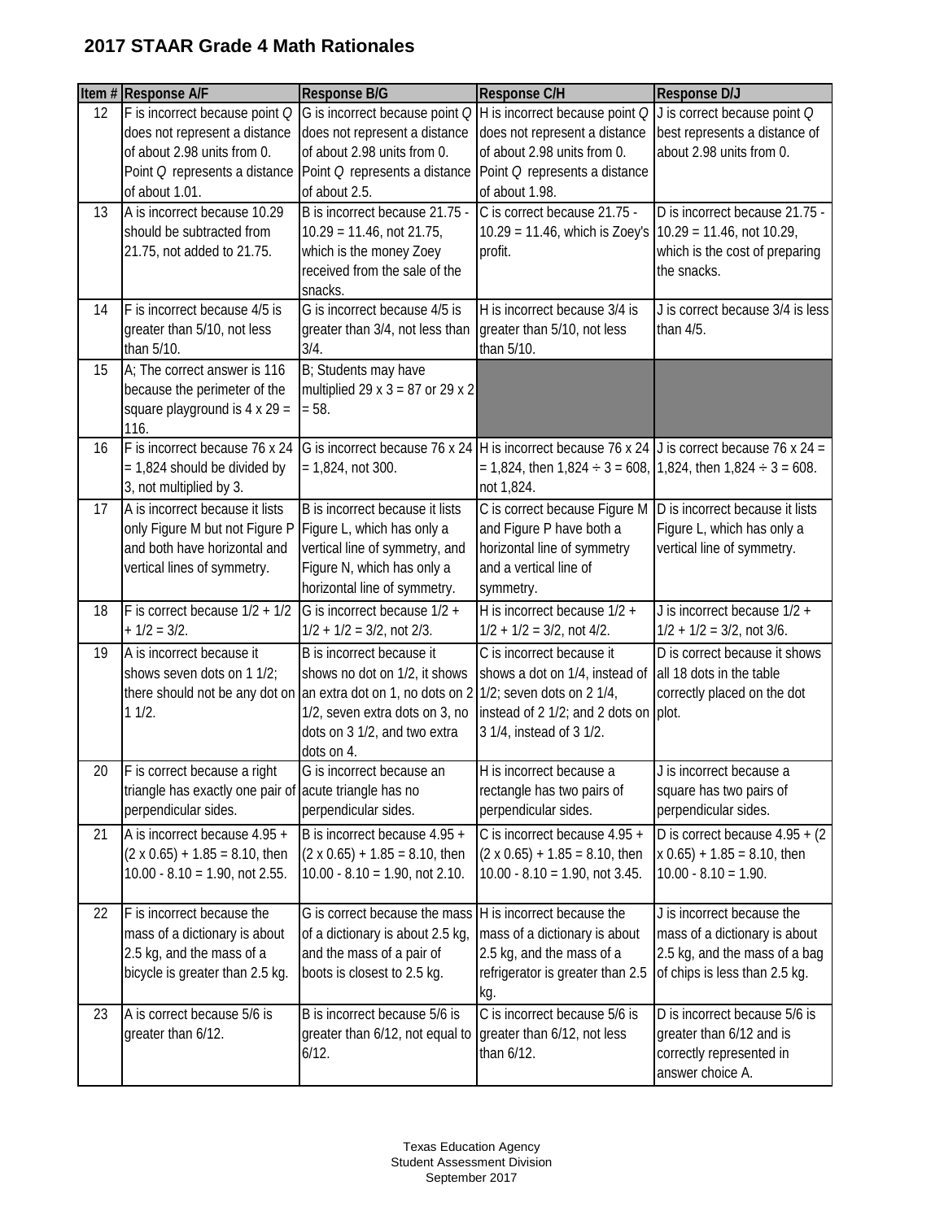## 2017 STAAR Grade 4 Math Rationales

| Item # | Response A/F | Response B/G | Response C/H | Response D/J |
|---|---|---|---|---|
| 12 | F is incorrect because point *Q* does not represent a distance of about 2.98 units from 0. Point *Q* represents a distance of about 1.01. | G is incorrect because point *Q* does not represent a distance of about 2.98 units from 0. Point *Q* represents a distance of about 2.5. | H is incorrect because point *Q* does not represent a distance of about 2.98 units from 0. Point *Q* represents a distance of about 1.98. | J is correct because point *Q* best represents a distance of about 2.98 units from 0. |
| 13 | A is incorrect because 10.29 should be subtracted from 21.75, not added to 21.75. | B is incorrect because 21.75 - 10.29 = 11.46, not 21.75, which is the money Zoey received from the sale of the snacks. | C is correct because 21.75 - 10.29 = 11.46, which is Zoey's profit. | D is incorrect because 21.75 - 10.29 = 11.46, not 10.29, which is the cost of preparing the snacks. |
| 14 | F is incorrect because 4/5 is greater than 5/10, not less than 5/10. | G is incorrect because 4/5 is greater than 3/4, not less than 3/4. | H is incorrect because 3/4 is greater than 5/10, not less than 5/10. | J is correct because 3/4 is less than 4/5. |
| 15 | A; The correct answer is 116 because the perimeter of the square playground is 4 x 29 = 116. | B; Students may have multiplied 29 x 3 = 87 or 29 x 2 = 58. | | |
| 16 | F is incorrect because 76 x 24 = 1,824 should be divided by 3, not multiplied by 3. | G is incorrect because 76 x 24 = 1,824, not 300. | H is incorrect because 76 x 24 = 1,824, then 1,824 ÷ 3 = 608, not 1,824. | J is correct because 76 x 24 = 1,824, then 1,824 ÷ 3 = 608. |
| 17 | A is incorrect because it lists only Figure M but not Figure P and both have horizontal and vertical lines of symmetry. | B is incorrect because it lists Figure L, which has only a vertical line of symmetry, and Figure N, which has only a horizontal line of symmetry. | C is correct because Figure M and Figure P have both a horizontal line of symmetry and a vertical line of symmetry. | D is incorrect because it lists Figure L, which has only a vertical line of symmetry. |
| 18 | F is correct because 1/2 + 1/2 + 1/2 = 3/2. | G is incorrect because 1/2 + 1/2 + 1/2 = 3/2, not 2/3. | H is incorrect because 1/2 + 1/2 + 1/2 = 3/2, not 4/2. | J is incorrect because 1/2 + 1/2 + 1/2 = 3/2, not 3/6. |
| 19 | A is incorrect because it shows seven dots on 1 1/2; there should not be any dot on 1 1/2. | B is incorrect because it shows no dot on 1/2, it shows an extra dot on 1, no dots on 2 1/2, seven extra dots on 3, no dots on 3 1/2, and two extra dots on 4. | C is incorrect because it shows a dot on 1/4, instead of 1/2; seven dots on 2 1/4, instead of 2 1/2; and 2 dots on 3 1/4, instead of 3 1/2. | D is correct because it shows all 18 dots in the table correctly placed on the dot plot. |
| 20 | F is correct because a right triangle has exactly one pair of perpendicular sides. | G is incorrect because an acute triangle has no perpendicular sides. | H is incorrect because a rectangle has two pairs of perpendicular sides. | J is incorrect because a square has two pairs of perpendicular sides. |
| 21 | A is incorrect because 4.95 + (2 x 0.65) + 1.85 = 8.10, then 10.00 - 8.10 = 1.90, not 2.55. | B is incorrect because 4.95 + (2 x 0.65) + 1.85 = 8.10, then 10.00 - 8.10 = 1.90, not 2.10. | C is incorrect because 4.95 + (2 x 0.65) + 1.85 = 8.10, then 10.00 - 8.10 = 1.90, not 3.45. | D is correct because 4.95 + (2 x 0.65) + 1.85 = 8.10, then 10.00 - 8.10 = 1.90. |
| 22 | F is incorrect because the mass of a dictionary is about 2.5 kg, and the mass of a bicycle is greater than 2.5 kg. | G is correct because the mass of a dictionary is about 2.5 kg, and the mass of a pair of boots is closest to 2.5 kg. | H is incorrect because the mass of a dictionary is about 2.5 kg, and the mass of a refrigerator is greater than 2.5 kg. | J is incorrect because the mass of a dictionary is about 2.5 kg, and the mass of a bag of chips is less than 2.5 kg. |
| 23 | A is correct because 5/6 is greater than 6/12. | B is incorrect because 5/6 is greater than 6/12, not equal to 6/12. | C is incorrect because 5/6 is greater than 6/12, not less than 6/12. | D is incorrect because 5/6 is greater than 6/12 and is correctly represented in answer choice A. |

Texas Education Agency
Student Assessment Division
September 2017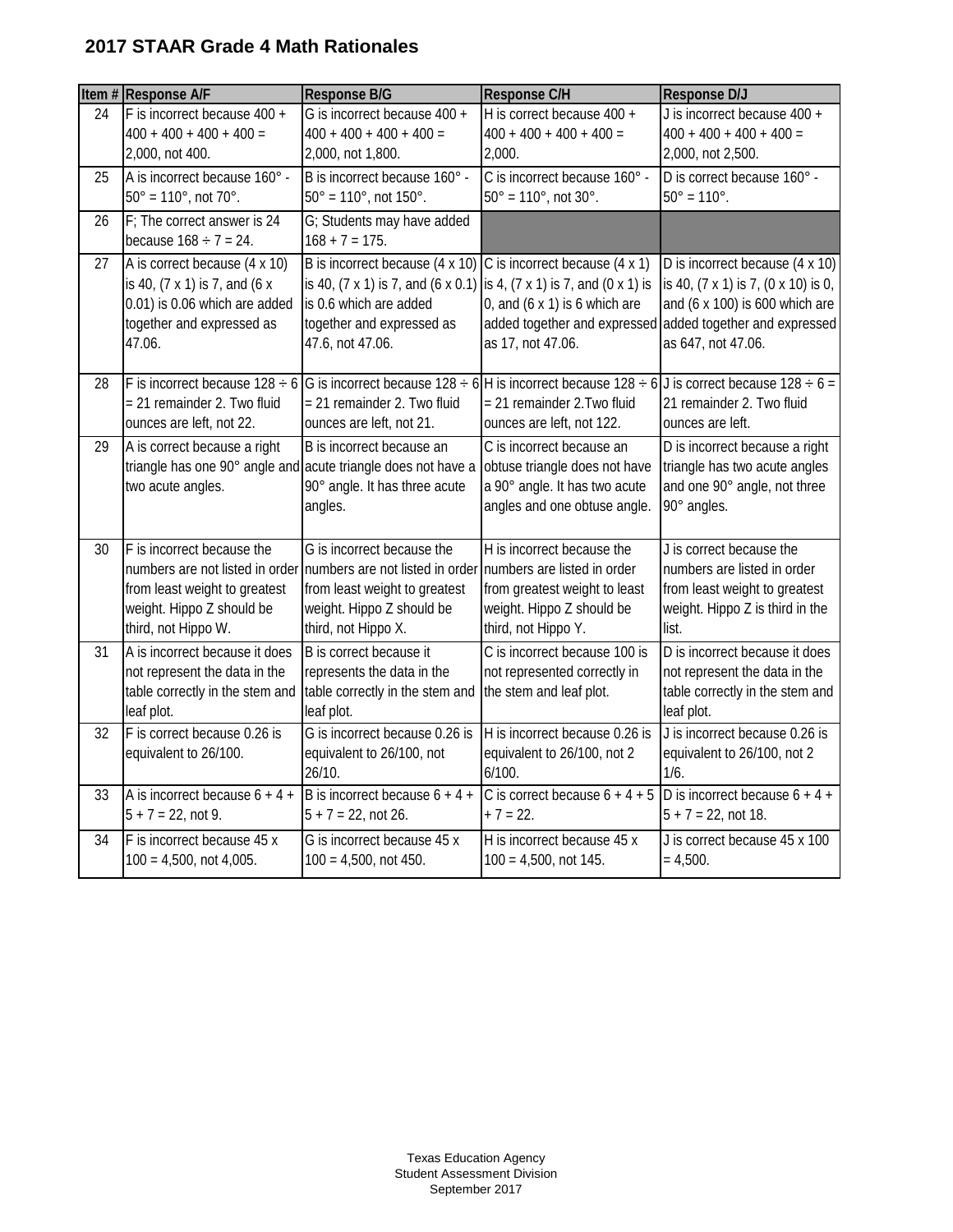## 2017 STAAR Grade 4 Math Rationales

| Item # | Response A/F | Response B/G | Response C/H | Response D/J |
|---|---|---|---|---|
| 24 | F is incorrect because 400 + 400 + 400 + 400 + 400 = 2,000, not 400. | G is incorrect because 400 + 400 + 400 + 400 + 400 = 2,000, not 1,800. | H is correct because 400 + 400 + 400 + 400 + 400 = 2,000. | J is incorrect because 400 + 400 + 400 + 400 + 400 = 2,000, not 2,500. |
| 25 | A is incorrect because 160° - 50° = 110°, not 70°. | B is incorrect because 160° - 50° = 110°, not 150°. | C is incorrect because 160° - 50° = 110°, not 30°. | D is correct because 160° - 50° = 110°. |
| 26 | F; The correct answer is 24 because 168 ÷ 7 = 24. | G; Students may have added 168 + 7 = 175. | | |
| 27 | A is correct because (4 x 10) is 40, (7 x 1) is 7, and (6 x 0.01) is 0.06 which are added together and expressed as 47.06. | B is incorrect because (4 x 10) is 40, (7 x 1) is 7, and (6 x 0.1) is 0.6 which are added together and expressed as 47.6, not 47.06. | C is incorrect because (4 x 1) is 4, (7 x 1) is 7, and (0 x 1) is 0, and (6 x 1) is 6 which are added together and expressed as 17, not 47.06. | D is incorrect because (4 x 10) is 40, (7 x 1) is 7, (0 x 10) is 0, and (6 x 100) is 600 which are added together and expressed as 647, not 47.06. |
| 28 | F is incorrect because 128 ÷ 6 = 21 remainder 2. Two fluid ounces are left, not 22. | G is incorrect because 128 ÷ 6 = 21 remainder 2. Two fluid ounces are left, not 21. | H is incorrect because 128 ÷ 6 = 21 remainder 2.Two fluid ounces are left, not 122. | J is correct because 128 ÷ 6 = 21 remainder 2. Two fluid ounces are left. |
| 29 | A is correct because a right triangle has one 90° angle and two acute angles. | B is incorrect because an acute triangle does not have a 90° angle. It has three acute angles. | C is incorrect because an obtuse triangle does not have a 90° angle. It has two acute angles and one obtuse angle. | D is incorrect because a right triangle has two acute angles and one 90° angle, not three 90° angles. |
| 30 | F is incorrect because the numbers are not listed in order from least weight to greatest weight. Hippo Z should be third, not Hippo W. | G is incorrect because the numbers are not listed in order from least weight to greatest weight. Hippo Z should be third, not Hippo X. | H is incorrect because the numbers are listed in order from greatest weight to least weight. Hippo Z should be third, not Hippo Y. | J is correct because the numbers are listed in order from least weight to greatest weight. Hippo Z is third in the list. |
| 31 | A is incorrect because it does not represent the data in the table correctly in the stem and leaf plot. | B is correct because it represents the data in the table correctly in the stem and leaf plot. | C is incorrect because 100 is not represented correctly in the stem and leaf plot. | D is incorrect because it does not represent the data in the table correctly in the stem and leaf plot. |
| 32 | F is correct because 0.26 is equivalent to 26/100. | G is incorrect because 0.26 is equivalent to 26/100, not 26/10. | H is incorrect because 0.26 is equivalent to 26/100, not 2 6/100. | J is incorrect because 0.26 is equivalent to 26/100, not 2 1/6. |
| 33 | A is incorrect because 6 + 4 + 5 + 7 = 22, not 9. | B is incorrect because 6 + 4 + 5 + 7 = 22, not 26. | C is correct because 6 + 4 + 5 + 7 = 22. | D is incorrect because 6 + 4 + 5 + 7 = 22, not 18. |
| 34 | F is incorrect because 45 x 100 = 4,500, not 4,005. | G is incorrect because 45 x 100 = 4,500, not 450. | H is incorrect because 45 x 100 = 4,500, not 145. | J is correct because 45 x 100 = 4,500. |

Texas Education Agency
Student Assessment Division
September 2017